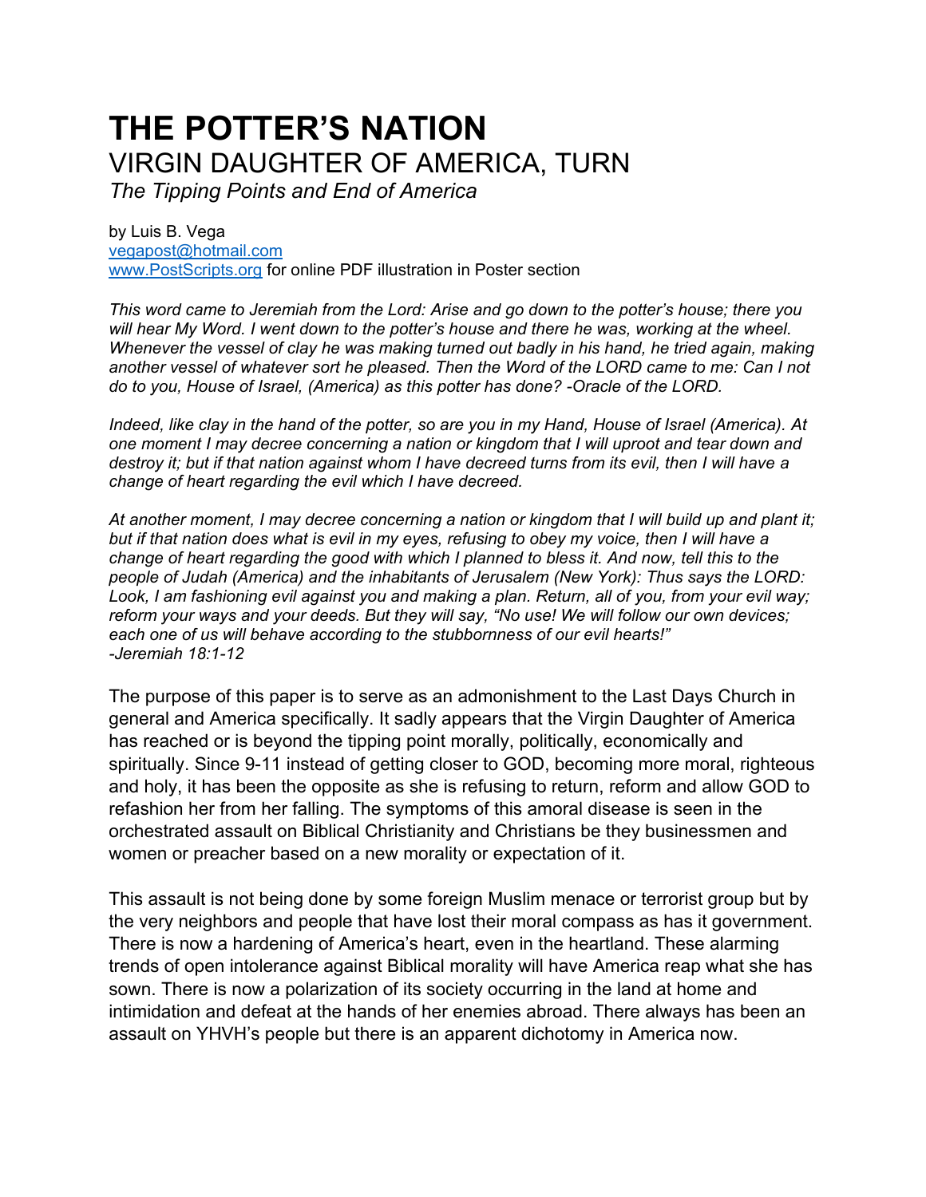# THE POTTER'S NATION

## VIRGIN DAUGHTER OF AMERICA, TURN

*The Tipping Points and End of America*

by Luis B. Vega
[vegapost@hotmail.com](mailto:vegapost@hotmail.com)
[www.PostScripts.org](http://www.PostScripts.org) for online PDF illustration in Poster section

*This word came to Jeremiah from the Lord: Arise and go down to the potter's house; there you will hear My Word. I went down to the potter's house and there he was, working at the wheel. Whenever the vessel of clay he was making turned out badly in his hand, he tried again, making another vessel of whatever sort he pleased. Then the Word of the LORD came to me: Can I not do to you, House of Israel, (America) as this potter has done? -Oracle of the LORD.*

*Indeed, like clay in the hand of the potter, so are you in my Hand, House of Israel (America). At one moment I may decree concerning a nation or kingdom that I will uproot and tear down and destroy it; but if that nation against whom I have decreed turns from its evil, then I will have a change of heart regarding the evil which I have decreed.*

*At another moment, I may decree concerning a nation or kingdom that I will build up and plant it; but if that nation does what is evil in my eyes, refusing to obey my voice, then I will have a change of heart regarding the good with which I planned to bless it. And now, tell this to the people of Judah (America) and the inhabitants of Jerusalem (New York): Thus says the LORD: Look, I am fashioning evil against you and making a plan. Return, all of you, from your evil way; reform your ways and your deeds. But they will say, "No use! We will follow our own devices; each one of us will behave according to the stubbornness of our evil hearts!"*
*-Jeremiah 18:1-12*

The purpose of this paper is to serve as an admonishment to the Last Days Church in general and America specifically. It sadly appears that the Virgin Daughter of America has reached or is beyond the tipping point morally, politically, economically and spiritually. Since 9-11 instead of getting closer to GOD, becoming more moral, righteous and holy, it has been the opposite as she is refusing to return, reform and allow GOD to refashion her from her falling. The symptoms of this amoral disease is seen in the orchestrated assault on Biblical Christianity and Christians be they businessmen and women or preacher based on a new morality or expectation of it.

This assault is not being done by some foreign Muslim menace or terrorist group but by the very neighbors and people that have lost their moral compass as has it government. There is now a hardening of America's heart, even in the heartland. These alarming trends of open intolerance against Biblical morality will have America reap what she has sown. There is now a polarization of its society occurring in the land at home and intimidation and defeat at the hands of her enemies abroad. There always has been an assault on YHVH's people but there is an apparent dichotomy in America now.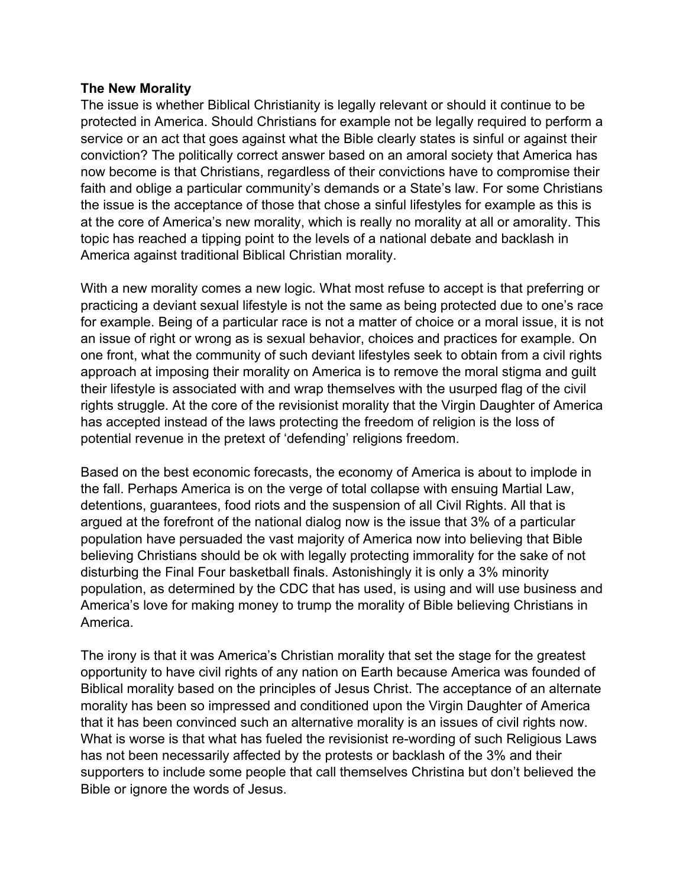**The New Morality**

The issue is whether Biblical Christianity is legally relevant or should it continue to be protected in America. Should Christians for example not be legally required to perform a service or an act that goes against what the Bible clearly states is sinful or against their conviction? The politically correct answer based on an amoral society that America has now become is that Christians, regardless of their convictions have to compromise their faith and oblige a particular community's demands or a State's law. For some Christians the issue is the acceptance of those that chose a sinful lifestyles for example as this is at the core of America's new morality, which is really no morality at all or amorality. This topic has reached a tipping point to the levels of a national debate and backlash in America against traditional Biblical Christian morality.

With a new morality comes a new logic. What most refuse to accept is that preferring or practicing a deviant sexual lifestyle is not the same as being protected due to one's race for example. Being of a particular race is not a matter of choice or a moral issue, it is not an issue of right or wrong as is sexual behavior, choices and practices for example. On one front, what the community of such deviant lifestyles seek to obtain from a civil rights approach at imposing their morality on America is to remove the moral stigma and guilt their lifestyle is associated with and wrap themselves with the usurped flag of the civil rights struggle. At the core of the revisionist morality that the Virgin Daughter of America has accepted instead of the laws protecting the freedom of religion is the loss of potential revenue in the pretext of 'defending' religions freedom.

Based on the best economic forecasts, the economy of America is about to implode in the fall. Perhaps America is on the verge of total collapse with ensuing Martial Law, detentions, guarantees, food riots and the suspension of all Civil Rights. All that is argued at the forefront of the national dialog now is the issue that 3% of a particular population have persuaded the vast majority of America now into believing that Bible believing Christians should be ok with legally protecting immorality for the sake of not disturbing the Final Four basketball finals. Astonishingly it is only a 3% minority population, as determined by the CDC that has used, is using and will use business and America's love for making money to trump the morality of Bible believing Christians in America.

The irony is that it was America's Christian morality that set the stage for the greatest opportunity to have civil rights of any nation on Earth because America was founded of Biblical morality based on the principles of Jesus Christ. The acceptance of an alternate morality has been so impressed and conditioned upon the Virgin Daughter of America that it has been convinced such an alternative morality is an issues of civil rights now. What is worse is that what has fueled the revisionist re-wording of such Religious Laws has not been necessarily affected by the protests or backlash of the 3% and their supporters to include some people that call themselves Christina but don't believed the Bible or ignore the words of Jesus.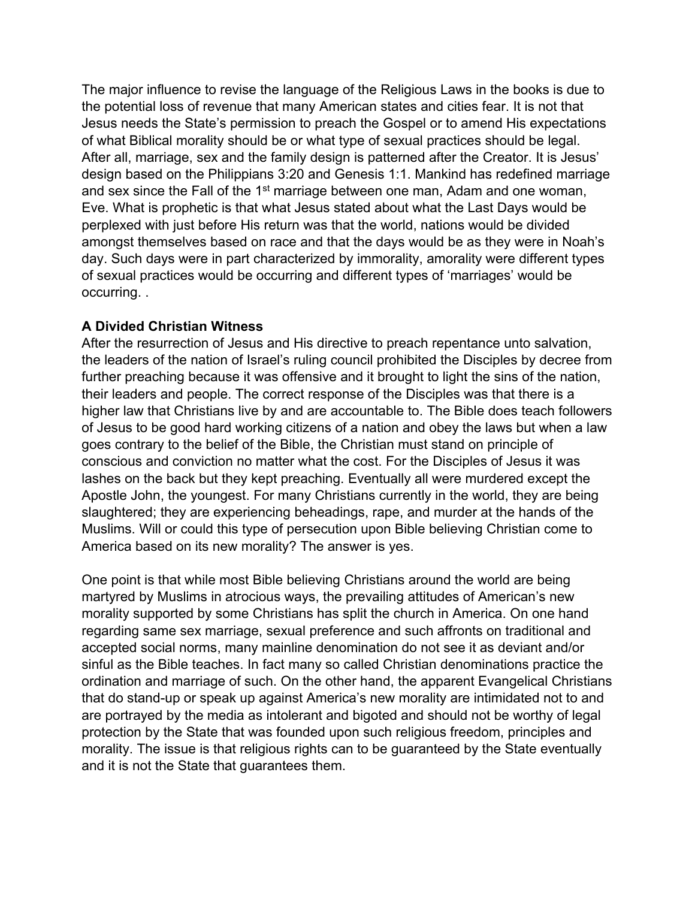The major influence to revise the language of the Religious Laws in the books is due to the potential loss of revenue that many American states and cities fear. It is not that Jesus needs the State's permission to preach the Gospel or to amend His expectations of what Biblical morality should be or what type of sexual practices should be legal. After all, marriage, sex and the family design is patterned after the Creator. It is Jesus' design based on the Philippians 3:20 and Genesis 1:1. Mankind has redefined marriage and sex since the Fall of the 1st marriage between one man, Adam and one woman, Eve. What is prophetic is that what Jesus stated about what the Last Days would be perplexed with just before His return was that the world, nations would be divided amongst themselves based on race and that the days would be as they were in Noah's day. Such days were in part characterized by immorality, amorality were different types of sexual practices would be occurring and different types of 'marriages' would be occurring. .

**A Divided Christian Witness**

After the resurrection of Jesus and His directive to preach repentance unto salvation, the leaders of the nation of Israel's ruling council prohibited the Disciples by decree from further preaching because it was offensive and it brought to light the sins of the nation, their leaders and people. The correct response of the Disciples was that there is a higher law that Christians live by and are accountable to. The Bible does teach followers of Jesus to be good hard working citizens of a nation and obey the laws but when a law goes contrary to the belief of the Bible, the Christian must stand on principle of conscious and conviction no matter what the cost. For the Disciples of Jesus it was lashes on the back but they kept preaching. Eventually all were murdered except the Apostle John, the youngest. For many Christians currently in the world, they are being slaughtered; they are experiencing beheadings, rape, and murder at the hands of the Muslims. Will or could this type of persecution upon Bible believing Christian come to America based on its new morality? The answer is yes.

One point is that while most Bible believing Christians around the world are being martyred by Muslims in atrocious ways, the prevailing attitudes of American's new morality supported by some Christians has split the church in America. On one hand regarding same sex marriage, sexual preference and such affronts on traditional and accepted social norms, many mainline denomination do not see it as deviant and/or sinful as the Bible teaches. In fact many so called Christian denominations practice the ordination and marriage of such. On the other hand, the apparent Evangelical Christians that do stand-up or speak up against America's new morality are intimidated not to and are portrayed by the media as intolerant and bigoted and should not be worthy of legal protection by the State that was founded upon such religious freedom, principles and morality. The issue is that religious rights can to be guaranteed by the State eventually and it is not the State that guarantees them.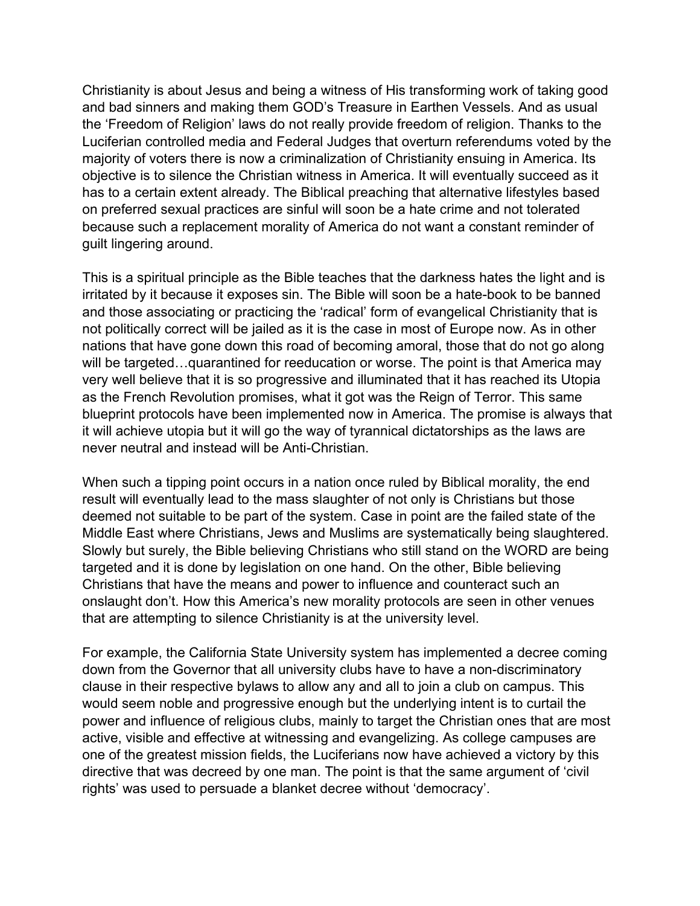Christianity is about Jesus and being a witness of His transforming work of taking good and bad sinners and making them GOD's Treasure in Earthen Vessels. And as usual the 'Freedom of Religion' laws do not really provide freedom of religion. Thanks to the Luciferian controlled media and Federal Judges that overturn referendums voted by the majority of voters there is now a criminalization of Christianity ensuing in America. Its objective is to silence the Christian witness in America. It will eventually succeed as it has to a certain extent already. The Biblical preaching that alternative lifestyles based on preferred sexual practices are sinful will soon be a hate crime and not tolerated because such a replacement morality of America do not want a constant reminder of guilt lingering around.

This is a spiritual principle as the Bible teaches that the darkness hates the light and is irritated by it because it exposes sin. The Bible will soon be a hate-book to be banned and those associating or practicing the 'radical' form of evangelical Christianity that is not politically correct will be jailed as it is the case in most of Europe now. As in other nations that have gone down this road of becoming amoral, those that do not go along will be targeted…quarantined for reeducation or worse. The point is that America may very well believe that it is so progressive and illuminated that it has reached its Utopia as the French Revolution promises, what it got was the Reign of Terror. This same blueprint protocols have been implemented now in America. The promise is always that it will achieve utopia but it will go the way of tyrannical dictatorships as the laws are never neutral and instead will be Anti-Christian.

When such a tipping point occurs in a nation once ruled by Biblical morality, the end result will eventually lead to the mass slaughter of not only is Christians but those deemed not suitable to be part of the system. Case in point are the failed state of the Middle East where Christians, Jews and Muslims are systematically being slaughtered. Slowly but surely, the Bible believing Christians who still stand on the WORD are being targeted and it is done by legislation on one hand. On the other, Bible believing Christians that have the means and power to influence and counteract such an onslaught don't. How this America's new morality protocols are seen in other venues that are attempting to silence Christianity is at the university level.

For example, the California State University system has implemented a decree coming down from the Governor that all university clubs have to have a non-discriminatory clause in their respective bylaws to allow any and all to join a club on campus. This would seem noble and progressive enough but the underlying intent is to curtail the power and influence of religious clubs, mainly to target the Christian ones that are most active, visible and effective at witnessing and evangelizing. As college campuses are one of the greatest mission fields, the Luciferians now have achieved a victory by this directive that was decreed by one man. The point is that the same argument of 'civil rights' was used to persuade a blanket decree without 'democracy'.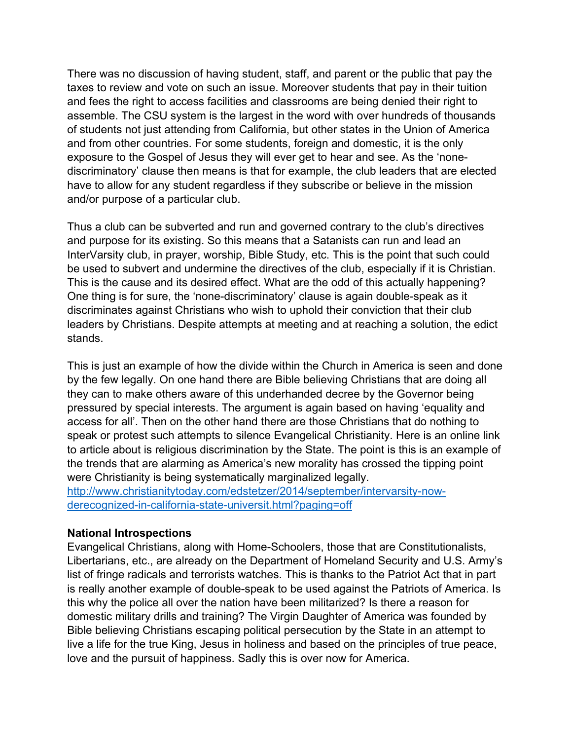There was no discussion of having student, staff, and parent or the public that pay the taxes to review and vote on such an issue. Moreover students that pay in their tuition and fees the right to access facilities and classrooms are being denied their right to assemble. The CSU system is the largest in the word with over hundreds of thousands of students not just attending from California, but other states in the Union of America and from other countries. For some students, foreign and domestic, it is the only exposure to the Gospel of Jesus they will ever get to hear and see. As the 'none-discriminatory' clause then means is that for example, the club leaders that are elected have to allow for any student regardless if they subscribe or believe in the mission and/or purpose of a particular club.

Thus a club can be subverted and run and governed contrary to the club's directives and purpose for its existing. So this means that a Satanists can run and lead an InterVarsity club, in prayer, worship, Bible Study, etc. This is the point that such could be used to subvert and undermine the directives of the club, especially if it is Christian. This is the cause and its desired effect. What are the odd of this actually happening? One thing is for sure, the 'none-discriminatory' clause is again double-speak as it discriminates against Christians who wish to uphold their conviction that their club leaders by Christians. Despite attempts at meeting and at reaching a solution, the edict stands.

This is just an example of how the divide within the Church in America is seen and done by the few legally. On one hand there are Bible believing Christians that are doing all they can to make others aware of this underhanded decree by the Governor being pressured by special interests. The argument is again based on having 'equality and access for all'. Then on the other hand there are those Christians that do nothing to speak or protest such attempts to silence Evangelical Christianity. Here is an online link to article about is religious discrimination by the State. The point is this is an example of the trends that are alarming as America's new morality has crossed the tipping point were Christianity is being systematically marginalized legally.
[http://www.christianitytoday.com/edstetzer/2014/september/intervarsity-now-derecognized-in-california-state-universit.html?paging=off](http://www.christianitytoday.com/edstetzer/2014/september/intervarsity-now-derecognized-in-california-state-universit.html?paging=off)

**National Introspections**

Evangelical Christians, along with Home-Schoolers, those that are Constitutionalists, Libertarians, etc., are already on the Department of Homeland Security and U.S. Army's list of fringe radicals and terrorists watches. This is thanks to the Patriot Act that in part is really another example of double-speak to be used against the Patriots of America. Is this why the police all over the nation have been militarized? Is there a reason for domestic military drills and training? The Virgin Daughter of America was founded by Bible believing Christians escaping political persecution by the State in an attempt to live a life for the true King, Jesus in holiness and based on the principles of true peace, love and the pursuit of happiness. Sadly this is over now for America.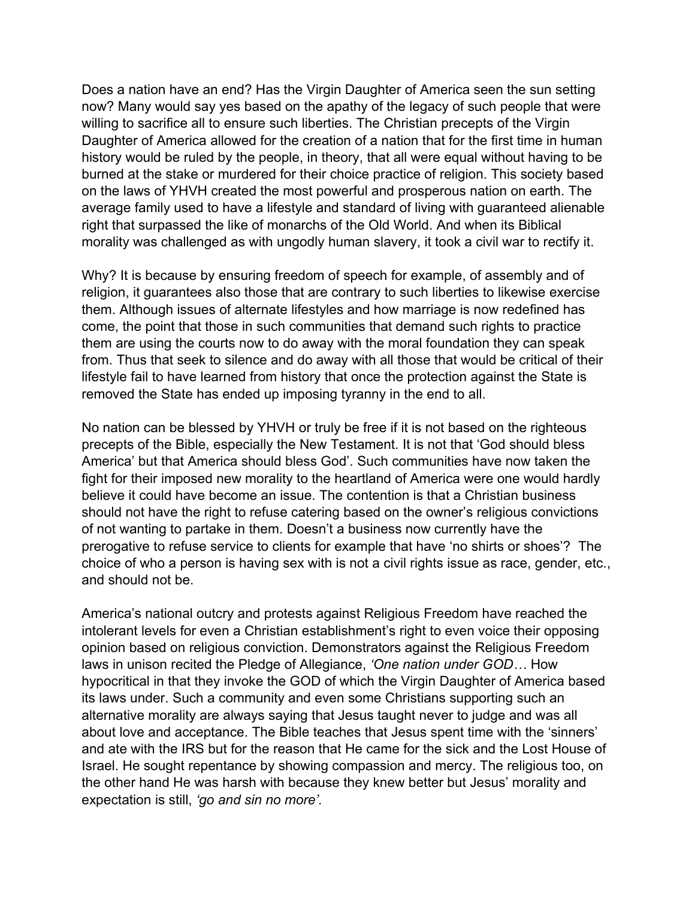Does a nation have an end? Has the Virgin Daughter of America seen the sun setting now? Many would say yes based on the apathy of the legacy of such people that were willing to sacrifice all to ensure such liberties. The Christian precepts of the Virgin Daughter of America allowed for the creation of a nation that for the first time in human history would be ruled by the people, in theory, that all were equal without having to be burned at the stake or murdered for their choice practice of religion. This society based on the laws of YHVH created the most powerful and prosperous nation on earth. The average family used to have a lifestyle and standard of living with guaranteed alienable right that surpassed the like of monarchs of the Old World. And when its Biblical morality was challenged as with ungodly human slavery, it took a civil war to rectify it.

Why? It is because by ensuring freedom of speech for example, of assembly and of religion, it guarantees also those that are contrary to such liberties to likewise exercise them. Although issues of alternate lifestyles and how marriage is now redefined has come, the point that those in such communities that demand such rights to practice them are using the courts now to do away with the moral foundation they can speak from. Thus that seek to silence and do away with all those that would be critical of their lifestyle fail to have learned from history that once the protection against the State is removed the State has ended up imposing tyranny in the end to all.

No nation can be blessed by YHVH or truly be free if it is not based on the righteous precepts of the Bible, especially the New Testament. It is not that 'God should bless America' but that America should bless God'. Such communities have now taken the fight for their imposed new morality to the heartland of America were one would hardly believe it could have become an issue. The contention is that a Christian business should not have the right to refuse catering based on the owner's religious convictions of not wanting to partake in them. Doesn't a business now currently have the prerogative to refuse service to clients for example that have 'no shirts or shoes'? The choice of who a person is having sex with is not a civil rights issue as race, gender, etc., and should not be.

America's national outcry and protests against Religious Freedom have reached the intolerant levels for even a Christian establishment's right to even voice their opposing opinion based on religious conviction. Demonstrators against the Religious Freedom laws in unison recited the Pledge of Allegiance, *'One nation under GOD…* How hypocritical in that they invoke the GOD of which the Virgin Daughter of America based its laws under. Such a community and even some Christians supporting such an alternative morality are always saying that Jesus taught never to judge and was all about love and acceptance. The Bible teaches that Jesus spent time with the 'sinners' and ate with the IRS but for the reason that He came for the sick and the Lost House of Israel. He sought repentance by showing compassion and mercy. The religious too, on the other hand He was harsh with because they knew better but Jesus' morality and expectation is still, *'go and sin no more'.*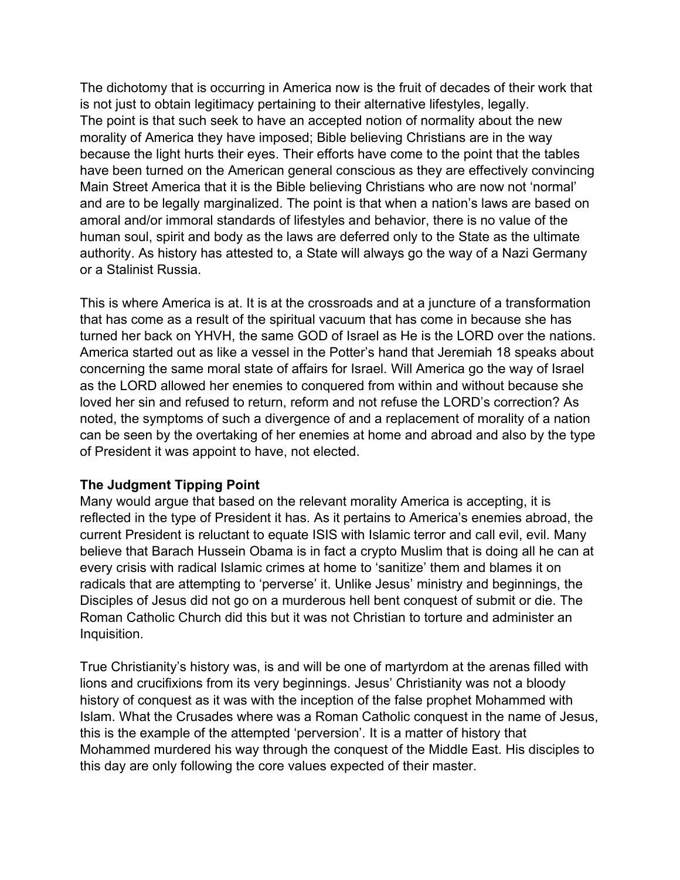The dichotomy that is occurring in America now is the fruit of decades of their work that is not just to obtain legitimacy pertaining to their alternative lifestyles, legally. The point is that such seek to have an accepted notion of normality about the new morality of America they have imposed; Bible believing Christians are in the way because the light hurts their eyes. Their efforts have come to the point that the tables have been turned on the American general conscious as they are effectively convincing Main Street America that it is the Bible believing Christians who are now not 'normal' and are to be legally marginalized. The point is that when a nation's laws are based on amoral and/or immoral standards of lifestyles and behavior, there is no value of the human soul, spirit and body as the laws are deferred only to the State as the ultimate authority. As history has attested to, a State will always go the way of a Nazi Germany or a Stalinist Russia.

This is where America is at. It is at the crossroads and at a juncture of a transformation that has come as a result of the spiritual vacuum that has come in because she has turned her back on YHVH, the same GOD of Israel as He is the LORD over the nations. America started out as like a vessel in the Potter's hand that Jeremiah 18 speaks about concerning the same moral state of affairs for Israel. Will America go the way of Israel as the LORD allowed her enemies to conquered from within and without because she loved her sin and refused to return, reform and not refuse the LORD's correction? As noted, the symptoms of such a divergence of and a replacement of morality of a nation can be seen by the overtaking of her enemies at home and abroad and also by the type of President it was appoint to have, not elected.

**The Judgment Tipping Point**

Many would argue that based on the relevant morality America is accepting, it is reflected in the type of President it has. As it pertains to America's enemies abroad, the current President is reluctant to equate ISIS with Islamic terror and call evil, evil. Many believe that Barach Hussein Obama is in fact a crypto Muslim that is doing all he can at every crisis with radical Islamic crimes at home to 'sanitize' them and blames it on radicals that are attempting to 'perverse' it. Unlike Jesus' ministry and beginnings, the Disciples of Jesus did not go on a murderous hell bent conquest of submit or die. The Roman Catholic Church did this but it was not Christian to torture and administer an Inquisition.

True Christianity's history was, is and will be one of martyrdom at the arenas filled with lions and crucifixions from its very beginnings. Jesus' Christianity was not a bloody history of conquest as it was with the inception of the false prophet Mohammed with Islam. What the Crusades where was a Roman Catholic conquest in the name of Jesus, this is the example of the attempted 'perversion'. It is a matter of history that Mohammed murdered his way through the conquest of the Middle East. His disciples to this day are only following the core values expected of their master.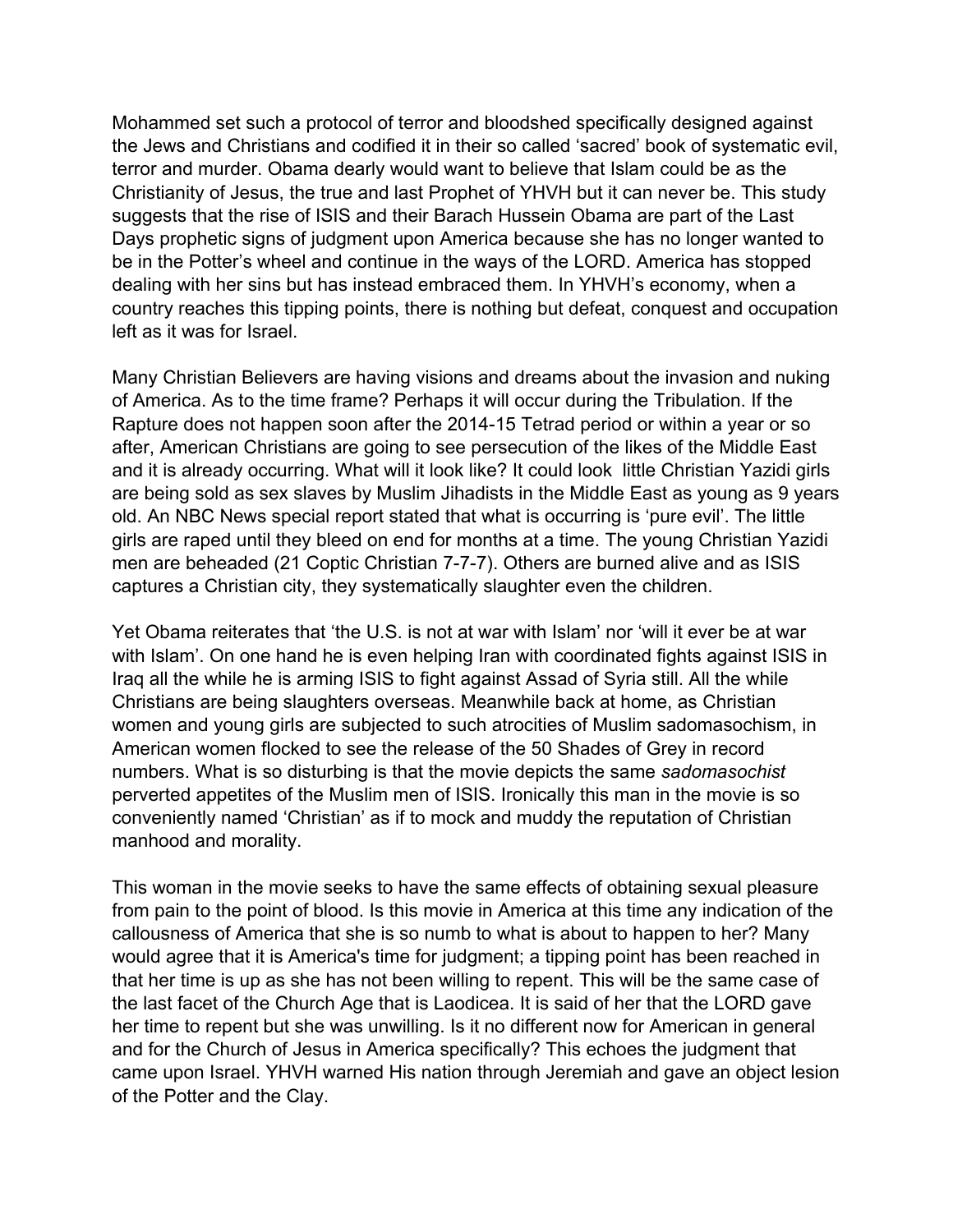Mohammed set such a protocol of terror and bloodshed specifically designed against the Jews and Christians and codified it in their so called 'sacred' book of systematic evil, terror and murder. Obama dearly would want to believe that Islam could be as the Christianity of Jesus, the true and last Prophet of YHVH but it can never be. This study suggests that the rise of ISIS and their Barach Hussein Obama are part of the Last Days prophetic signs of judgment upon America because she has no longer wanted to be in the Potter's wheel and continue in the ways of the LORD. America has stopped dealing with her sins but has instead embraced them. In YHVH's economy, when a country reaches this tipping points, there is nothing but defeat, conquest and occupation left as it was for Israel.

Many Christian Believers are having visions and dreams about the invasion and nuking of America. As to the time frame? Perhaps it will occur during the Tribulation. If the Rapture does not happen soon after the 2014-15 Tetrad period or within a year or so after, American Christians are going to see persecution of the likes of the Middle East and it is already occurring. What will it look like? It could look  little Christian Yazidi girls are being sold as sex slaves by Muslim Jihadists in the Middle East as young as 9 years old. An NBC News special report stated that what is occurring is 'pure evil'. The little girls are raped until they bleed on end for months at a time. The young Christian Yazidi men are beheaded (21 Coptic Christian 7-7-7). Others are burned alive and as ISIS captures a Christian city, they systematically slaughter even the children.

Yet Obama reiterates that 'the U.S. is not at war with Islam' nor 'will it ever be at war with Islam'. On one hand he is even helping Iran with coordinated fights against ISIS in Iraq all the while he is arming ISIS to fight against Assad of Syria still. All the while Christians are being slaughters overseas. Meanwhile back at home, as Christian women and young girls are subjected to such atrocities of Muslim sadomasochism, in American women flocked to see the release of the 50 Shades of Grey in record numbers. What is so disturbing is that the movie depicts the same *sadomasochist* perverted appetites of the Muslim men of ISIS. Ironically this man in the movie is so conveniently named 'Christian' as if to mock and muddy the reputation of Christian manhood and morality.

This woman in the movie seeks to have the same effects of obtaining sexual pleasure from pain to the point of blood. Is this movie in America at this time any indication of the callousness of America that she is so numb to what is about to happen to her? Many would agree that it is America's time for judgment; a tipping point has been reached in that her time is up as she has not been willing to repent. This will be the same case of the last facet of the Church Age that is Laodicea. It is said of her that the LORD gave her time to repent but she was unwilling. Is it no different now for American in general and for the Church of Jesus in America specifically? This echoes the judgment that came upon Israel. YHVH warned His nation through Jeremiah and gave an object lesion of the Potter and the Clay.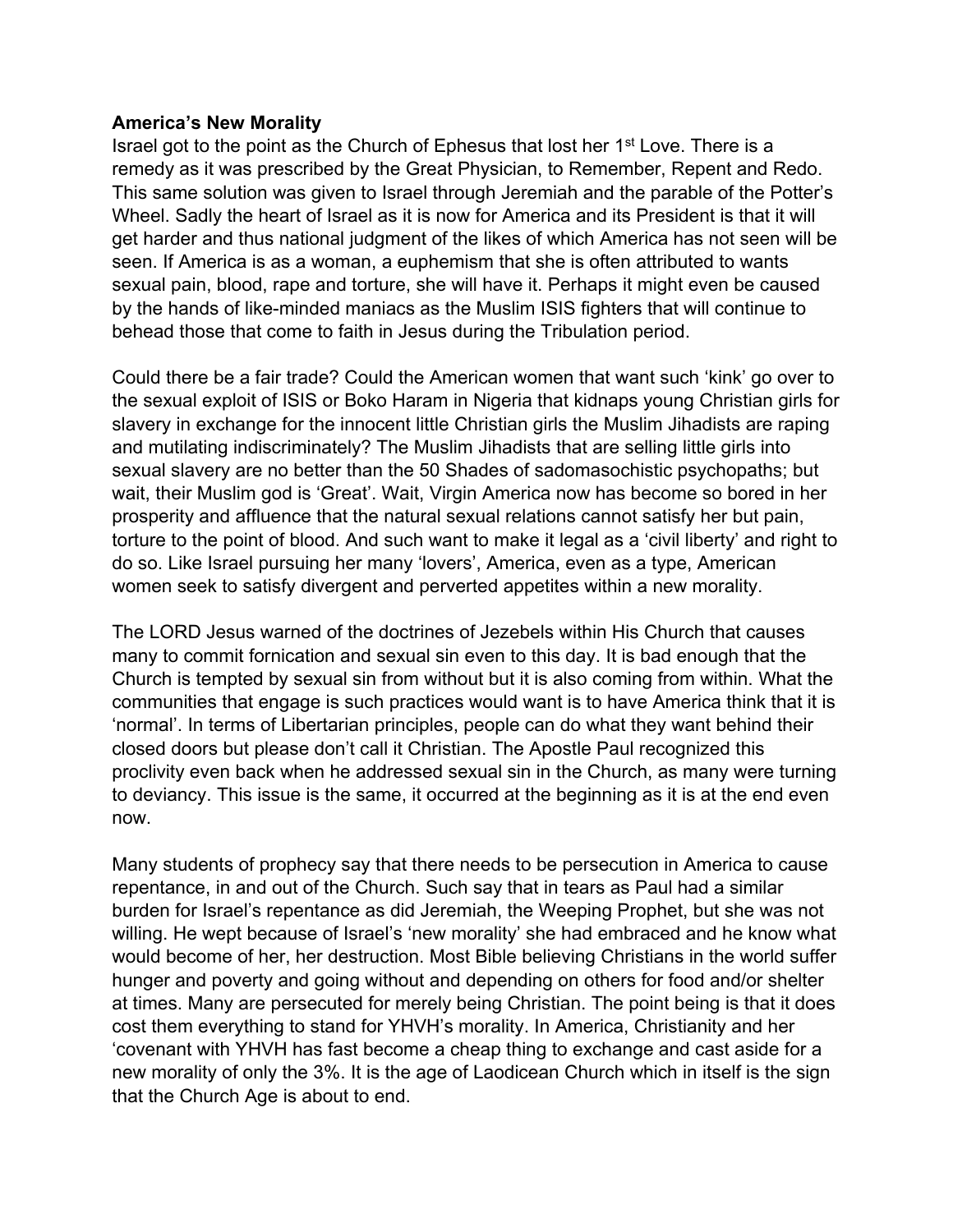**America's New Morality**

Israel got to the point as the Church of Ephesus that lost her 1st Love. There is a remedy as it was prescribed by the Great Physician, to Remember, Repent and Redo. This same solution was given to Israel through Jeremiah and the parable of the Potter's Wheel. Sadly the heart of Israel as it is now for America and its President is that it will get harder and thus national judgment of the likes of which America has not seen will be seen. If America is as a woman, a euphemism that she is often attributed to wants sexual pain, blood, rape and torture, she will have it. Perhaps it might even be caused by the hands of like-minded maniacs as the Muslim ISIS fighters that will continue to behead those that come to faith in Jesus during the Tribulation period.

Could there be a fair trade? Could the American women that want such 'kink' go over to the sexual exploit of ISIS or Boko Haram in Nigeria that kidnaps young Christian girls for slavery in exchange for the innocent little Christian girls the Muslim Jihadists are raping and mutilating indiscriminately? The Muslim Jihadists that are selling little girls into sexual slavery are no better than the 50 Shades of sadomasochistic psychopaths; but wait, their Muslim god is 'Great'. Wait, Virgin America now has become so bored in her prosperity and affluence that the natural sexual relations cannot satisfy her but pain, torture to the point of blood. And such want to make it legal as a 'civil liberty' and right to do so. Like Israel pursuing her many 'lovers', America, even as a type, American women seek to satisfy divergent and perverted appetites within a new morality.

The LORD Jesus warned of the doctrines of Jezebels within His Church that causes many to commit fornication and sexual sin even to this day. It is bad enough that the Church is tempted by sexual sin from without but it is also coming from within. What the communities that engage is such practices would want is to have America think that it is 'normal'. In terms of Libertarian principles, people can do what they want behind their closed doors but please don't call it Christian. The Apostle Paul recognized this proclivity even back when he addressed sexual sin in the Church, as many were turning to deviancy. This issue is the same, it occurred at the beginning as it is at the end even now.

Many students of prophecy say that there needs to be persecution in America to cause repentance, in and out of the Church. Such say that in tears as Paul had a similar burden for Israel's repentance as did Jeremiah, the Weeping Prophet, but she was not willing. He wept because of Israel's 'new morality' she had embraced and he know what would become of her, her destruction. Most Bible believing Christians in the world suffer hunger and poverty and going without and depending on others for food and/or shelter at times. Many are persecuted for merely being Christian. The point being is that it does cost them everything to stand for YHVH's morality. In America, Christianity and her 'covenant with YHVH has fast become a cheap thing to exchange and cast aside for a new morality of only the 3%. It is the age of Laodicean Church which in itself is the sign that the Church Age is about to end.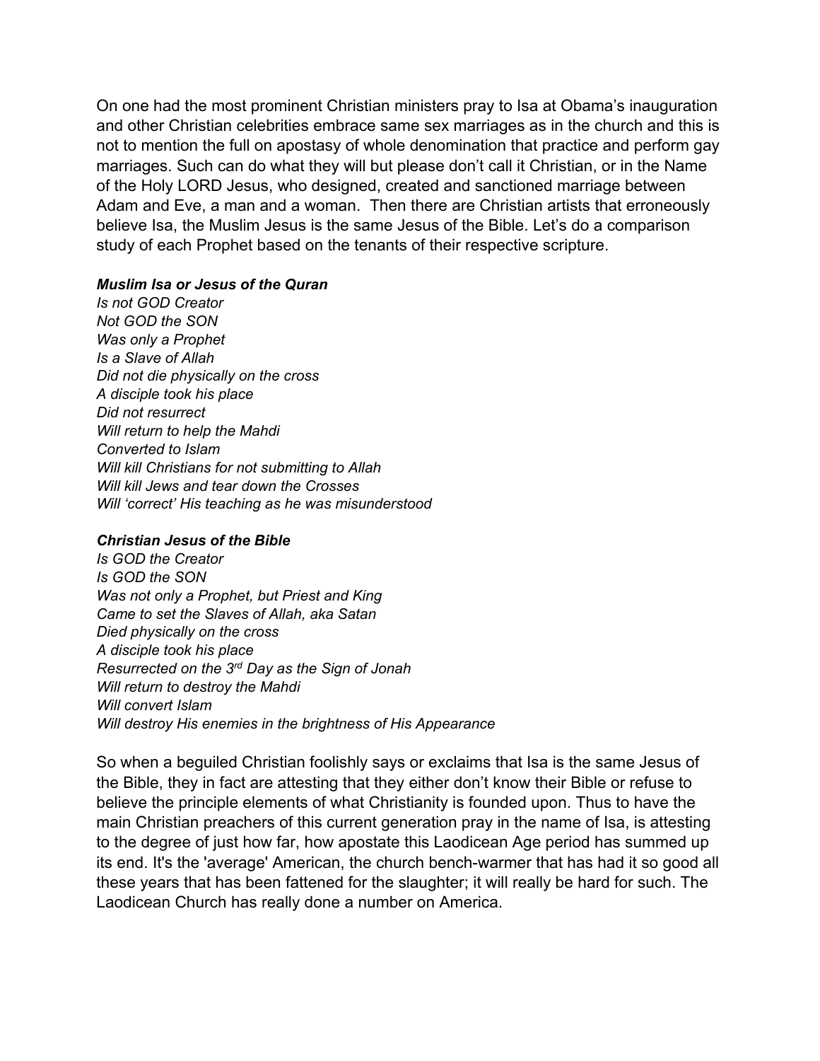On one had the most prominent Christian ministers pray to Isa at Obama's inauguration and other Christian celebrities embrace same sex marriages as in the church and this is not to mention the full on apostasy of whole denomination that practice and perform gay marriages. Such can do what they will but please don't call it Christian, or in the Name of the Holy LORD Jesus, who designed, created and sanctioned marriage between Adam and Eve, a man and a woman. Then there are Christian artists that erroneously believe Isa, the Muslim Jesus is the same Jesus of the Bible. Let's do a comparison study of each Prophet based on the tenants of their respective scripture.

***Muslim Isa or Jesus of the Quran***
*Is not GOD Creator*
*Not GOD the SON*
*Was only a Prophet*
*Is a Slave of Allah*
*Did not die physically on the cross*
*A disciple took his place*
*Did not resurrect*
*Will return to help the Mahdi*
*Converted to Islam*
*Will kill Christians for not submitting to Allah*
*Will kill Jews and tear down the Crosses*
*Will 'correct' His teaching as he was misunderstood*

***Christian Jesus of the Bible***
*Is GOD the Creator*
*Is GOD the SON*
*Was not only a Prophet, but Priest and King*
*Came to set the Slaves of Allah, aka Satan*
*Died physically on the cross*
*A disciple took his place*
*Resurrected on the 3rd Day as the Sign of Jonah*
*Will return to destroy the Mahdi*
*Will convert Islam*
*Will destroy His enemies in the brightness of His Appearance*

So when a beguiled Christian foolishly says or exclaims that Isa is the same Jesus of the Bible, they in fact are attesting that they either don't know their Bible or refuse to believe the principle elements of what Christianity is founded upon. Thus to have the main Christian preachers of this current generation pray in the name of Isa, is attesting to the degree of just how far, how apostate this Laodicean Age period has summed up its end. It's the 'average' American, the church bench-warmer that has had it so good all these years that has been fattened for the slaughter; it will really be hard for such. The Laodicean Church has really done a number on America.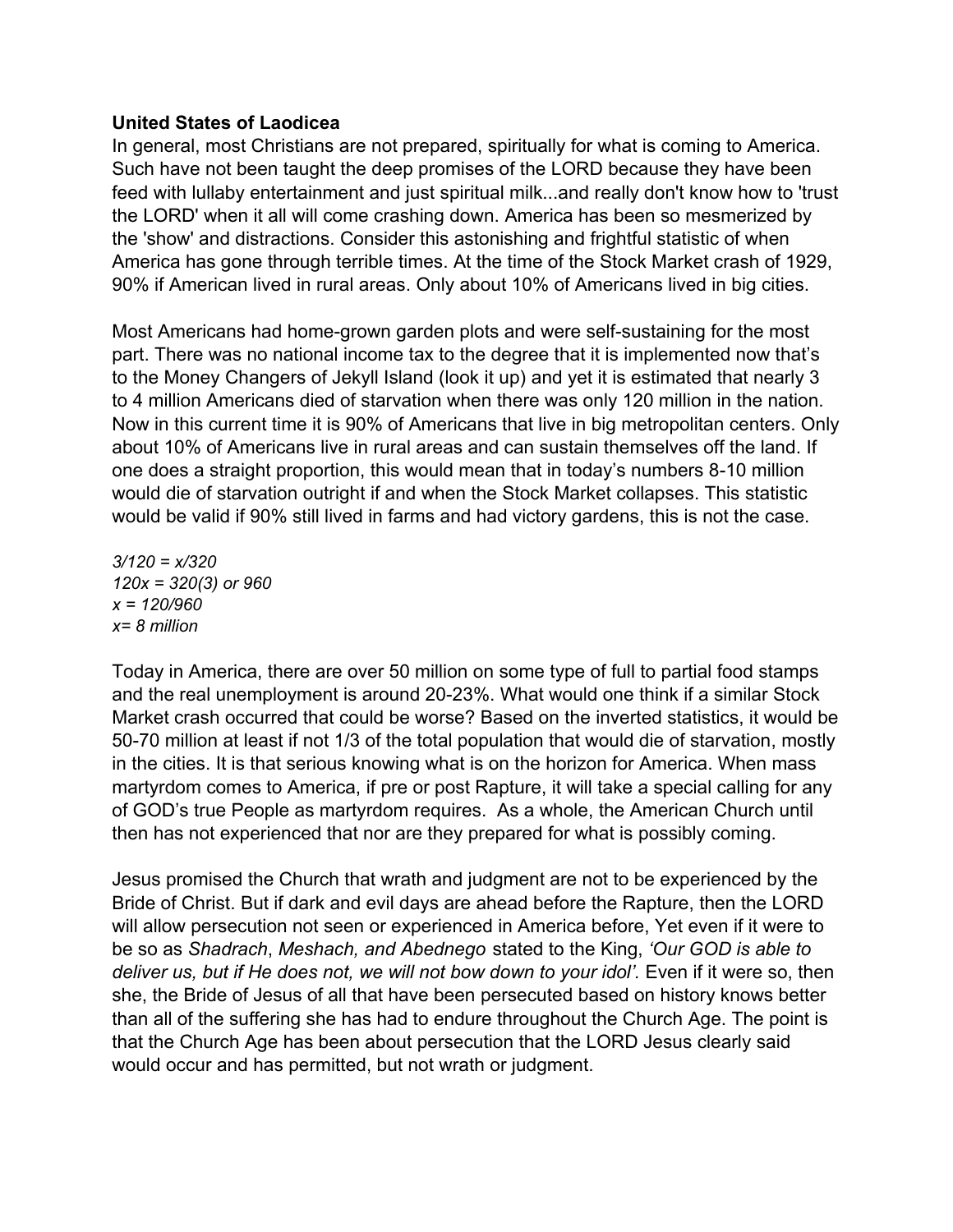**United States of Laodicea**

In general, most Christians are not prepared, spiritually for what is coming to America. Such have not been taught the deep promises of the LORD because they have been feed with lullaby entertainment and just spiritual milk...and really don't know how to 'trust the LORD' when it all will come crashing down. America has been so mesmerized by the 'show' and distractions. Consider this astonishing and frightful statistic of when America has gone through terrible times. At the time of the Stock Market crash of 1929, 90% if American lived in rural areas. Only about 10% of Americans lived in big cities.

Most Americans had home-grown garden plots and were self-sustaining for the most part. There was no national income tax to the degree that it is implemented now that's to the Money Changers of Jekyll Island (look it up) and yet it is estimated that nearly 3 to 4 million Americans died of starvation when there was only 120 million in the nation. Now in this current time it is 90% of Americans that live in big metropolitan centers. Only about 10% of Americans live in rural areas and can sustain themselves off the land. If one does a straight proportion, this would mean that in today's numbers 8-10 million would die of starvation outright if and when the Stock Market collapses. This statistic would be valid if 90% still lived in farms and had victory gardens, this is not the case.

*3/120 = x/320*
*120x = 320(3) or 960*
*x = 120/960*
*x= 8 million*

Today in America, there are over 50 million on some type of full to partial food stamps and the real unemployment is around 20-23%. What would one think if a similar Stock Market crash occurred that could be worse? Based on the inverted statistics, it would be 50-70 million at least if not 1/3 of the total population that would die of starvation, mostly in the cities. It is that serious knowing what is on the horizon for America. When mass martyrdom comes to America, if pre or post Rapture, it will take a special calling for any of GOD's true People as martyrdom requires. As a whole, the American Church until then has not experienced that nor are they prepared for what is possibly coming.

Jesus promised the Church that wrath and judgment are not to be experienced by the Bride of Christ. But if dark and evil days are ahead before the Rapture, then the LORD will allow persecution not seen or experienced in America before, Yet even if it were to be so as *Shadrach*, *Meshach, and Abednego* stated to the King, *'Our GOD is able to deliver us, but if He does not, we will not bow down to your idol'.* Even if it were so, then she, the Bride of Jesus of all that have been persecuted based on history knows better than all of the suffering she has had to endure throughout the Church Age. The point is that the Church Age has been about persecution that the LORD Jesus clearly said would occur and has permitted, but not wrath or judgment.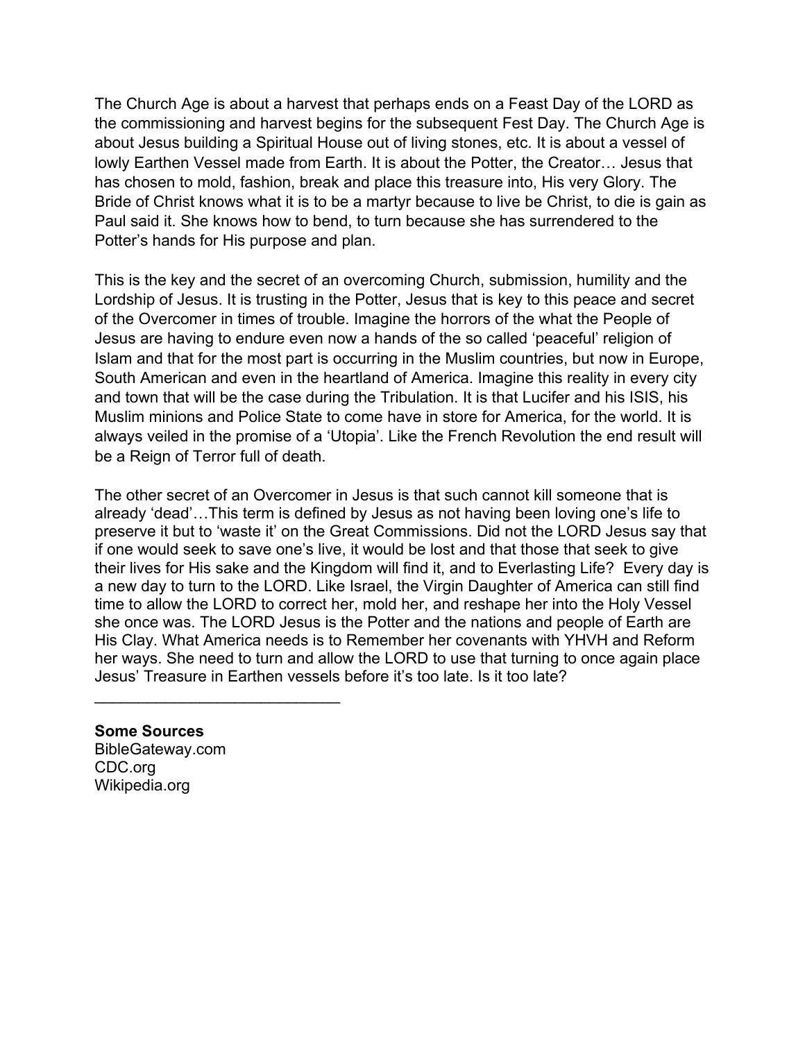The Church Age is about a harvest that perhaps ends on a Feast Day of the LORD as the commissioning and harvest begins for the subsequent Fest Day. The Church Age is about Jesus building a Spiritual House out of living stones, etc. It is about a vessel of lowly Earthen Vessel made from Earth. It is about the Potter, the Creator… Jesus that has chosen to mold, fashion, break and place this treasure into, His very Glory. The Bride of Christ knows what it is to be a martyr because to live be Christ, to die is gain as Paul said it. She knows how to bend, to turn because she has surrendered to the Potter's hands for His purpose and plan.

This is the key and the secret of an overcoming Church, submission, humility and the Lordship of Jesus. It is trusting in the Potter, Jesus that is key to this peace and secret of the Overcomer in times of trouble. Imagine the horrors of the what the People of Jesus are having to endure even now a hands of the so called 'peaceful' religion of Islam and that for the most part is occurring in the Muslim countries, but now in Europe, South American and even in the heartland of America. Imagine this reality in every city and town that will be the case during the Tribulation. It is that Lucifer and his ISIS, his Muslim minions and Police State to come have in store for America, for the world. It is always veiled in the promise of a 'Utopia'. Like the French Revolution the end result will be a Reign of Terror full of death.

The other secret of an Overcomer in Jesus is that such cannot kill someone that is already 'dead'…This term is defined by Jesus as not having been loving one's life to preserve it but to 'waste it' on the Great Commissions. Did not the LORD Jesus say that if one would seek to save one's live, it would be lost and that those that seek to give their lives for His sake and the Kingdom will find it, and to Everlasting Life? Every day is a new day to turn to the LORD. Like Israel, the Virgin Daughter of America can still find time to allow the LORD to correct her, mold her, and reshape her into the Holy Vessel she once was. The LORD Jesus is the Potter and the nations and people of Earth are His Clay. What America needs is to Remember her covenants with YHVH and Reform her ways. She need to turn and allow the LORD to use that turning to once again place Jesus' Treasure in Earthen vessels before it's too late. Is it too late?

---

**Some Sources**
BibleGateway.com
CDC.org
Wikipedia.org